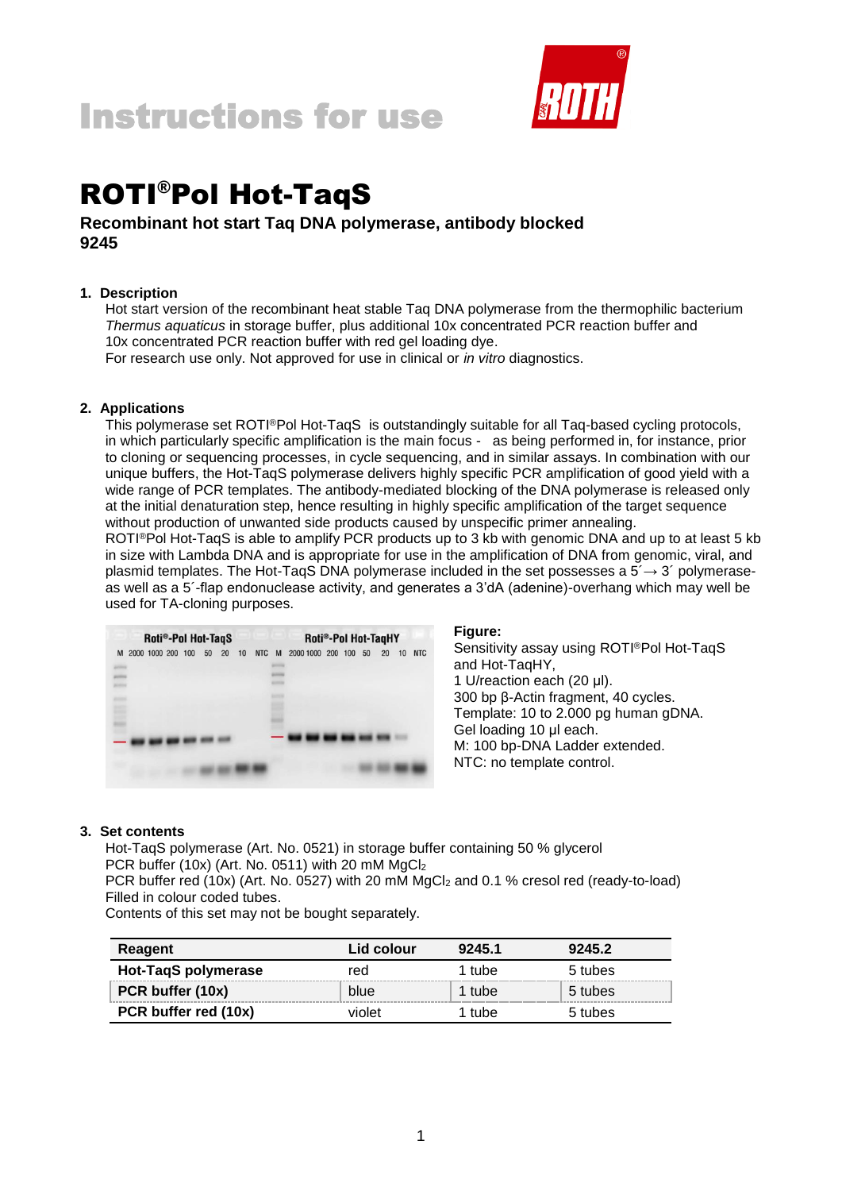# Instructions for use

# ROTI®Pol Hot-TaqS

**Recombinant hot start Taq DNA polymerase, antibody blocked**
**9245**

## 1. Description

Hot start version of the recombinant heat stable Taq DNA polymerase from the thermophilic bacterium *Thermus aquaticus* in storage buffer, plus additional 10x concentrated PCR reaction buffer and 10x concentrated PCR reaction buffer with red gel loading dye.
For research use only. Not approved for use in clinical or *in vitro* diagnostics.

## 2. Applications

This polymerase set ROTI®Pol Hot-TaqS is outstandingly suitable for all Taq-based cycling protocols, in which particularly specific amplification is the main focus - as being performed in, for instance, prior to cloning or sequencing processes, in cycle sequencing, and in similar assays. In combination with our unique buffers, the Hot-TaqS polymerase delivers highly specific PCR amplification of good yield with a wide range of PCR templates. The antibody-mediated blocking of the DNA polymerase is released only at the initial denaturation step, hence resulting in highly specific amplification of the target sequence without production of unwanted side products caused by unspecific primer annealing.
ROTI®Pol Hot-TaqS is able to amplify PCR products up to 3 kb with genomic DNA and up to at least 5 kb in size with Lambda DNA and is appropriate for use in the amplification of DNA from genomic, viral, and plasmid templates. The Hot-TaqS DNA polymerase included in the set possesses a 5´→ 3´ polymerase- as well as a 5´-flap endonuclease activity, and generates a 3'dA (adenine)-overhang which may well be used for TA-cloning purposes.

**Figure:**
Sensitivity assay using ROTI®Pol Hot-TaqS and Hot-TaqHY,
1 U/reaction each (20 µl).
300 bp β-Actin fragment, 40 cycles.
Template: 10 to 2.000 pg human gDNA.
Gel loading 10 µl each.
M: 100 bp-DNA Ladder extended.
NTC: no template control.

## 3. Set contents

Hot-TaqS polymerase (Art. No. 0521) in storage buffer containing 50 % glycerol
PCR buffer (10x) (Art. No. 0511) with 20 mM $MgCl_2$
PCR buffer red (10x) (Art. No. 0527) with 20 mM $MgCl_2$ and 0.1 % cresol red (ready-to-load)
Filled in colour coded tubes.
Contents of this set may not be bought separately.

| Reagent | Lid colour | 9245.1 | 9245.2 |
|---|---|---|---|
| **Hot-TaqS polymerase** | red | 1 tube | 5 tubes |
| **PCR buffer (10x)** | blue | 1 tube | 5 tubes |
| **PCR buffer red (10x)** | violet | 1 tube | 5 tubes |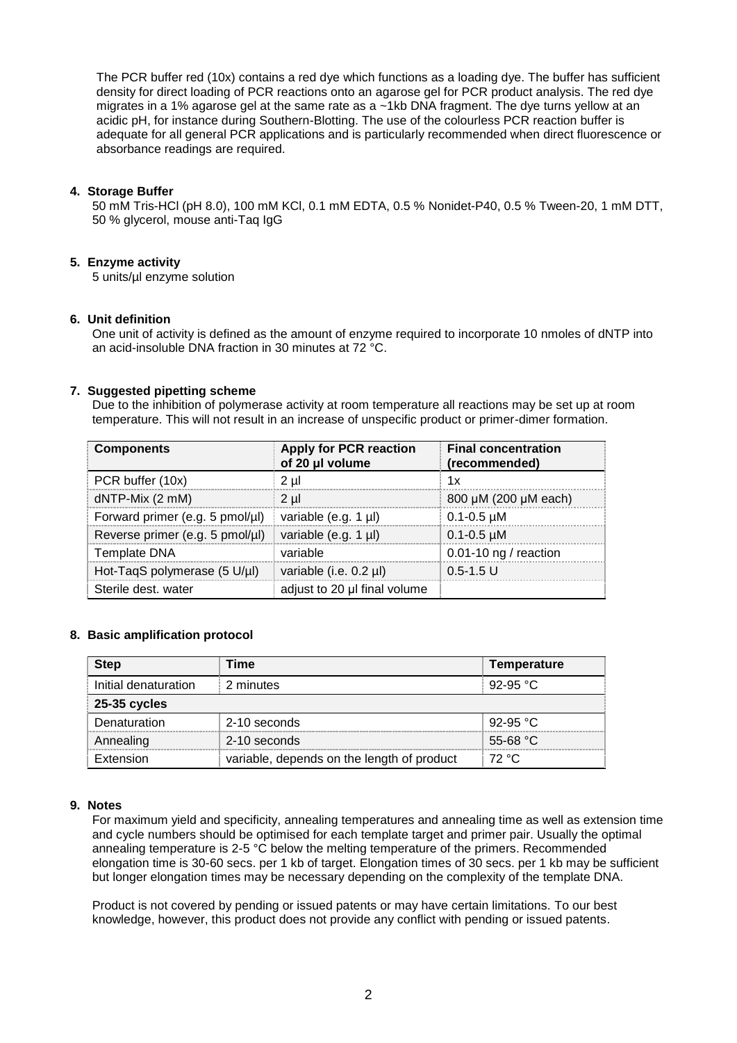The PCR buffer red (10x) contains a red dye which functions as a loading dye. The buffer has sufficient density for direct loading of PCR reactions onto an agarose gel for PCR product analysis. The red dye migrates in a 1% agarose gel at the same rate as a ~1kb DNA fragment. The dye turns yellow at an acidic pH, for instance during Southern-Blotting. The use of the colourless PCR reaction buffer is adequate for all general PCR applications and is particularly recommended when direct fluorescence or absorbance readings are required.

#### 4. Storage Buffer

50 mM Tris-HCl (pH 8.0), 100 mM KCl, 0.1 mM EDTA, 0.5 % Nonidet-P40, 0.5 % Tween-20, 1 mM DTT, 50 % glycerol, mouse anti-Taq IgG

#### 5. Enzyme activity

5 units/µl enzyme solution

#### 6. Unit definition

One unit of activity is defined as the amount of enzyme required to incorporate 10 nmoles of dNTP into an acid-insoluble DNA fraction in 30 minutes at 72 °C.

#### 7. Suggested pipetting scheme

Due to the inhibition of polymerase activity at room temperature all reactions may be set up at room temperature. This will not result in an increase of unspecific product or primer-dimer formation.

| Components | Apply for PCR reaction of 20 µl volume | Final concentration (recommended) |
|---|---|---|
| PCR buffer (10x) | 2 µl | 1x |
| dNTP-Mix (2 mM) | 2 µl | 800 µM (200 µM each) |
| Forward primer (e.g. 5 pmol/µl) | variable (e.g. 1 µl) | 0.1-0.5 µM |
| Reverse primer (e.g. 5 pmol/µl) | variable (e.g. 1 µl) | 0.1-0.5 µM |
| Template DNA | variable | 0.01-10 ng / reaction |
| Hot-TaqS polymerase (5 U/µl) | variable (i.e. 0.2 µl) | 0.5-1.5 U |
| Sterile dest. water | adjust to 20 µl final volume | |

#### 8. Basic amplification protocol

| Step | Time | Temperature |
|---|---|---|
| Initial denaturation | 2 minutes | 92-95 °C |
| **25-35 cycles** | | |
| Denaturation | 2-10 seconds | 92-95 °C |
| Annealing | 2-10 seconds | 55-68 °C |
| Extension | variable, depends on the length of product | 72 °C |

#### 9. Notes

For maximum yield and specificity, annealing temperatures and annealing time as well as extension time and cycle numbers should be optimised for each template target and primer pair. Usually the optimal annealing temperature is 2-5 °C below the melting temperature of the primers. Recommended elongation time is 30-60 secs. per 1 kb of target. Elongation times of 30 secs. per 1 kb may be sufficient but longer elongation times may be necessary depending on the complexity of the template DNA.

Product is not covered by pending or issued patents or may have certain limitations. To our best knowledge, however, this product does not provide any conflict with pending or issued patents.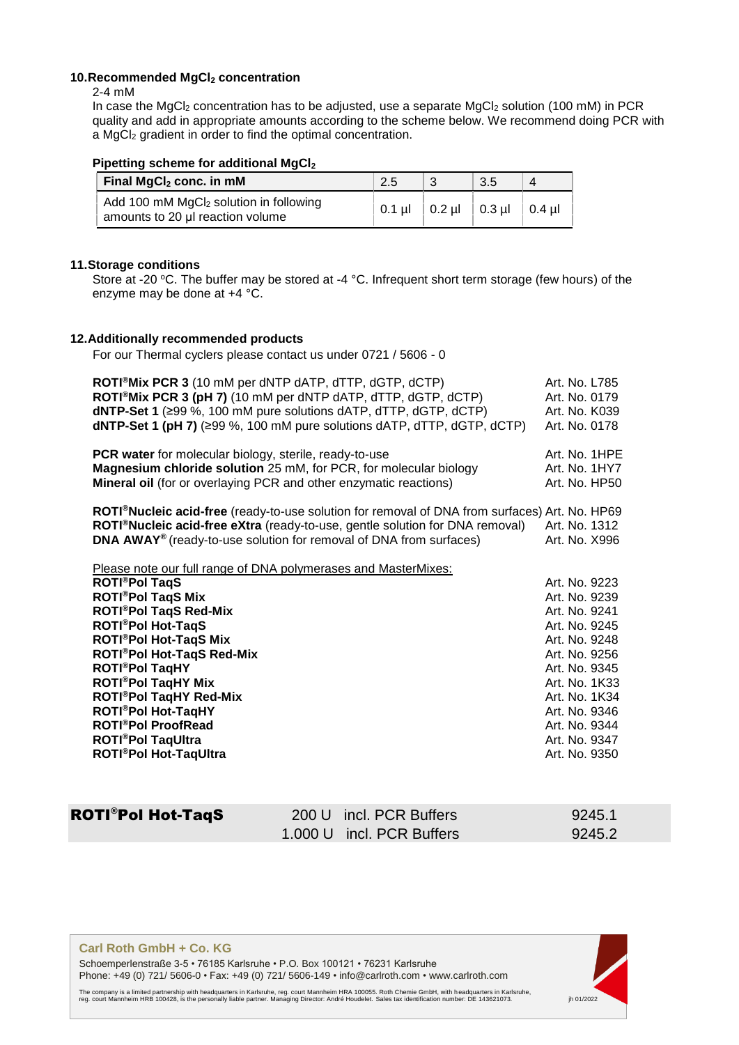## 10. Recommended $MgCl_2$ concentration

2-4 mM

In case the $MgCl_2$ concentration has to be adjusted, use a separate $MgCl_2$ solution (100 mM) in PCR quality and add in appropriate amounts according to the scheme below. We recommend doing PCR with a $MgCl_2$ gradient in order to find the optimal concentration.

**Pipetting scheme for additional $MgCl_2$**

| **Final $MgCl_2$ conc. in mM** | 2.5 | 3 | 3.5 | 4 |
|---|---|---|---|---|
| Add 100 mM $MgCl_2$ solution in following amounts to 20 µl reaction volume | 0.1 µl | 0.2 µl | 0.3 µl | 0.4 µl |

## 11. Storage conditions

Store at -20 °C. The buffer may be stored at -4 °C. Infrequent short term storage (few hours) of the enzyme may be done at +4 °C.

## 12. Additionally recommended products

For our Thermal cyclers please contact us under 0721 / 5606 - 0

| | |
|---|---|
| **ROTI®Mix PCR 3** (10 mM per dNTP dATP, dTTP, dGTP, dCTP) | Art. No. L785 |
| **ROTI®Mix PCR 3 (pH 7)** (10 mM per dNTP dATP, dTTP, dGTP, dCTP) | Art. No. 0179 |
| **dNTP-Set 1** (≥99 %, 100 mM pure solutions dATP, dTTP, dGTP, dCTP) | Art. No. K039 |
| **dNTP-Set 1 (pH 7)** (≥99 %, 100 mM pure solutions dATP, dTTP, dGTP, dCTP) | Art. No. 0178 |
| **PCR water** for molecular biology, sterile, ready-to-use | Art. No. 1HPE |
| **Magnesium chloride solution** 25 mM, for PCR, for molecular biology | Art. No. 1HY7 |
| **Mineral oil** (for or overlaying PCR and other enzymatic reactions) | Art. No. HP50 |
| **ROTI®Nucleic acid-free** (ready-to-use solution for removal of DNA from surfaces) | Art. No. HP69 |
| **ROTI®Nucleic acid-free eXtra** (ready-to-use, gentle solution for DNA removal) | Art. No. 1312 |
| **DNA AWAY®** (ready-to-use solution for removal of DNA from surfaces) | Art. No. X996 |

Please note our full range of DNA polymerases and MasterMixes:

| | |
|---|---|
| **ROTI®Pol TaqS** | Art. No. 9223 |
| **ROTI®Pol TaqS Mix** | Art. No. 9239 |
| **ROTI®Pol TaqS Red-Mix** | Art. No. 9241 |
| **ROTI®Pol Hot-TaqS** | Art. No. 9245 |
| **ROTI®Pol Hot-TaqS Mix** | Art. No. 9248 |
| **ROTI®Pol Hot-TaqS Red-Mix** | Art. No. 9256 |
| **ROTI®Pol TaqHY** | Art. No. 9345 |
| **ROTI®Pol TaqHY Mix** | Art. No. 1K33 |
| **ROTI®Pol TaqHY Red-Mix** | Art. No. 1K34 |
| **ROTI®Pol Hot-TaqHY** | Art. No. 9346 |
| **ROTI®Pol ProofRead** | Art. No. 9344 |
| **ROTI®Pol TaqUltra** | Art. No. 9347 |
| **ROTI®Pol Hot-TaqUltra** | Art. No. 9350 |

| | | |
|---|---|---|
| **ROTI®Pol Hot-TaqS** | 200 U incl. PCR Buffers | 9245.1 |
| | 1.000 U incl. PCR Buffers | 9245.2 |

**Carl Roth GmbH + Co. KG**
Schoemperlenstraße 3-5 • 76185 Karlsruhe • P.O. Box 100121 • 76231 Karlsruhe
Phone: +49 (0) 721/ 5606-0 • Fax: +49 (0) 721/ 5606-149 • info@carlroth.com • www.carlroth.com

The company is a limited partnership with headquarters in Karlsruhe, reg. court Mannheim HRA 100055. Roth Chemie GmbH, with headquarters in Karlsruhe, reg. court Mannheim HRB 100428, is the personally liable partner. Managing Director: André Houdelet. Sales tax identification number: DE 143621073.

jh 01/2022